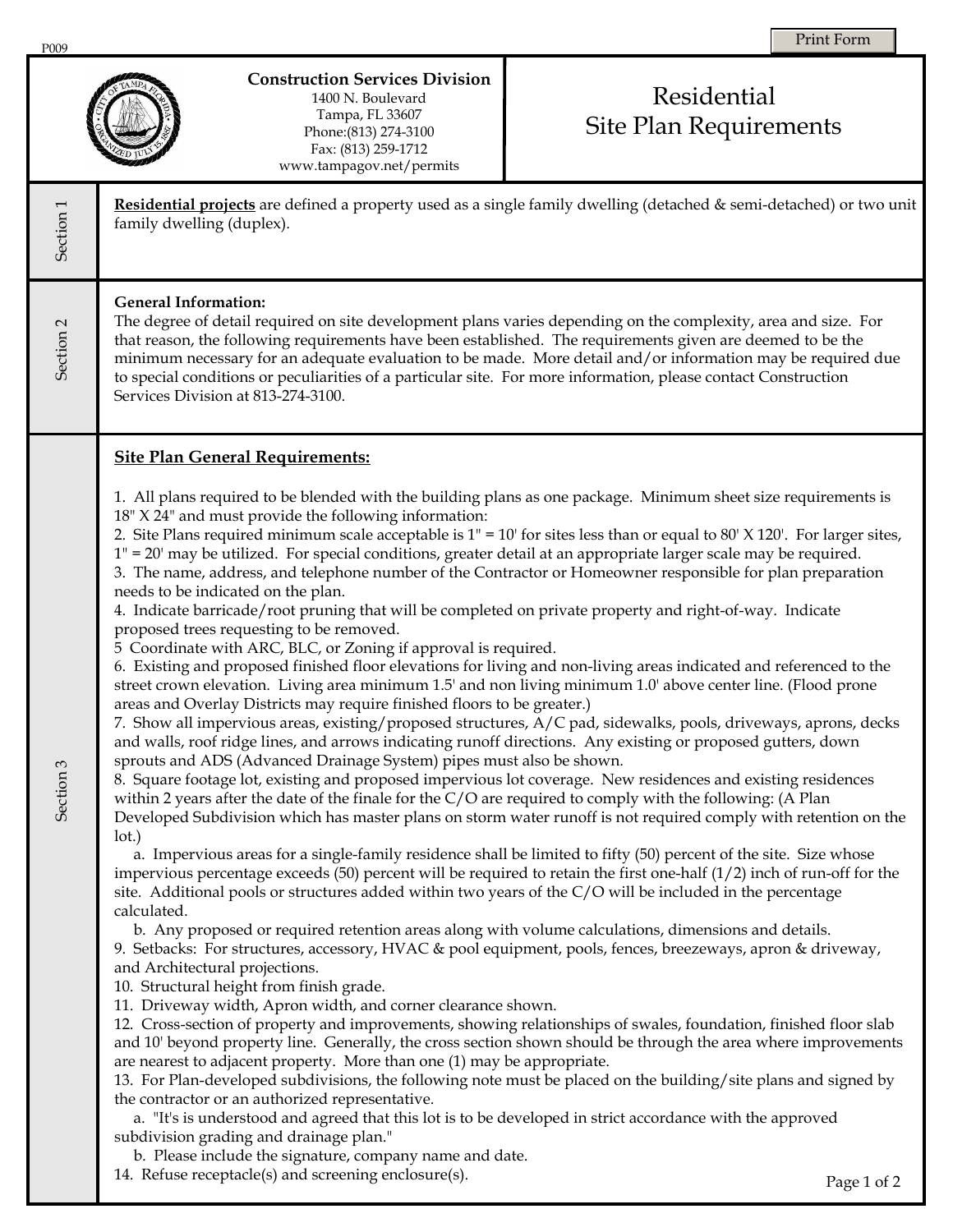P009

**Construction Services Division**
1400 N. Boulevard
Tampa, FL 33607
Phone:(813) 274-3100
Fax: (813) 259-1712
www.tampagov.net/permits

# Residential Site Plan Requirements

## Section 1

**Residential projects** are defined a property used as a single family dwelling (detached & semi-detached) or two unit family dwelling (duplex).

## Section 2

**General Information:**
The degree of detail required on site development plans varies depending on the complexity, area and size. For that reason, the following requirements have been established. The requirements given are deemed to be the minimum necessary for an adequate evaluation to be made. More detail and/or information may be required due to special conditions or peculiarities of a particular site. For more information, please contact Construction Services Division at 813-274-3100.

## Section 3

**Site Plan General Requirements:**

1. All plans required to be blended with the building plans as one package. Minimum sheet size requirements is 18" X 24" and must provide the following information:
2. Site Plans required minimum scale acceptable is 1" = 10' for sites less than or equal to 80' X 120'. For larger sites, 1" = 20' may be utilized. For special conditions, greater detail at an appropriate larger scale may be required.
3. The name, address, and telephone number of the Contractor or Homeowner responsible for plan preparation needs to be indicated on the plan.
4. Indicate barricade/root pruning that will be completed on private property and right-of-way. Indicate proposed trees requesting to be removed.
5 Coordinate with ARC, BLC, or Zoning if approval is required.
6. Existing and proposed finished floor elevations for living and non-living areas indicated and referenced to the street crown elevation. Living area minimum 1.5' and non living minimum 1.0' above center line. (Flood prone areas and Overlay Districts may require finished floors to be greater.)
7. Show all impervious areas, existing/proposed structures, A/C pad, sidewalks, pools, driveways, aprons, decks and walls, roof ridge lines, and arrows indicating runoff directions. Any existing or proposed gutters, down sprouts and ADS (Advanced Drainage System) pipes must also be shown.
8. Square footage lot, existing and proposed impervious lot coverage. New residences and existing residences within 2 years after the date of the finale for the C/O are required to comply with the following: (A Plan Developed Subdivision which has master plans on storm water runoff is not required comply with retention on the lot.)
   a. Impervious areas for a single-family residence shall be limited to fifty (50) percent of the site. Size whose impervious percentage exceeds (50) percent will be required to retain the first one-half (1/2) inch of run-off for the site. Additional pools or structures added within two years of the C/O will be included in the percentage calculated.
   b. Any proposed or required retention areas along with volume calculations, dimensions and details.
9. Setbacks: For structures, accessory, HVAC & pool equipment, pools, fences, breezeways, apron & driveway, and Architectural projections.
10. Structural height from finish grade.
11. Driveway width, Apron width, and corner clearance shown.
12. Cross-section of property and improvements, showing relationships of swales, foundation, finished floor slab and 10' beyond property line. Generally, the cross section shown should be through the area where improvements are nearest to adjacent property. More than one (1) may be appropriate.
13. For Plan-developed subdivisions, the following note must be placed on the building/site plans and signed by the contractor or an authorized representative.
   a. "It's is understood and agreed that this lot is to be developed in strict accordance with the approved subdivision grading and drainage plan."
   b. Please include the signature, company name and date.
14. Refuse receptacle(s) and screening enclosure(s).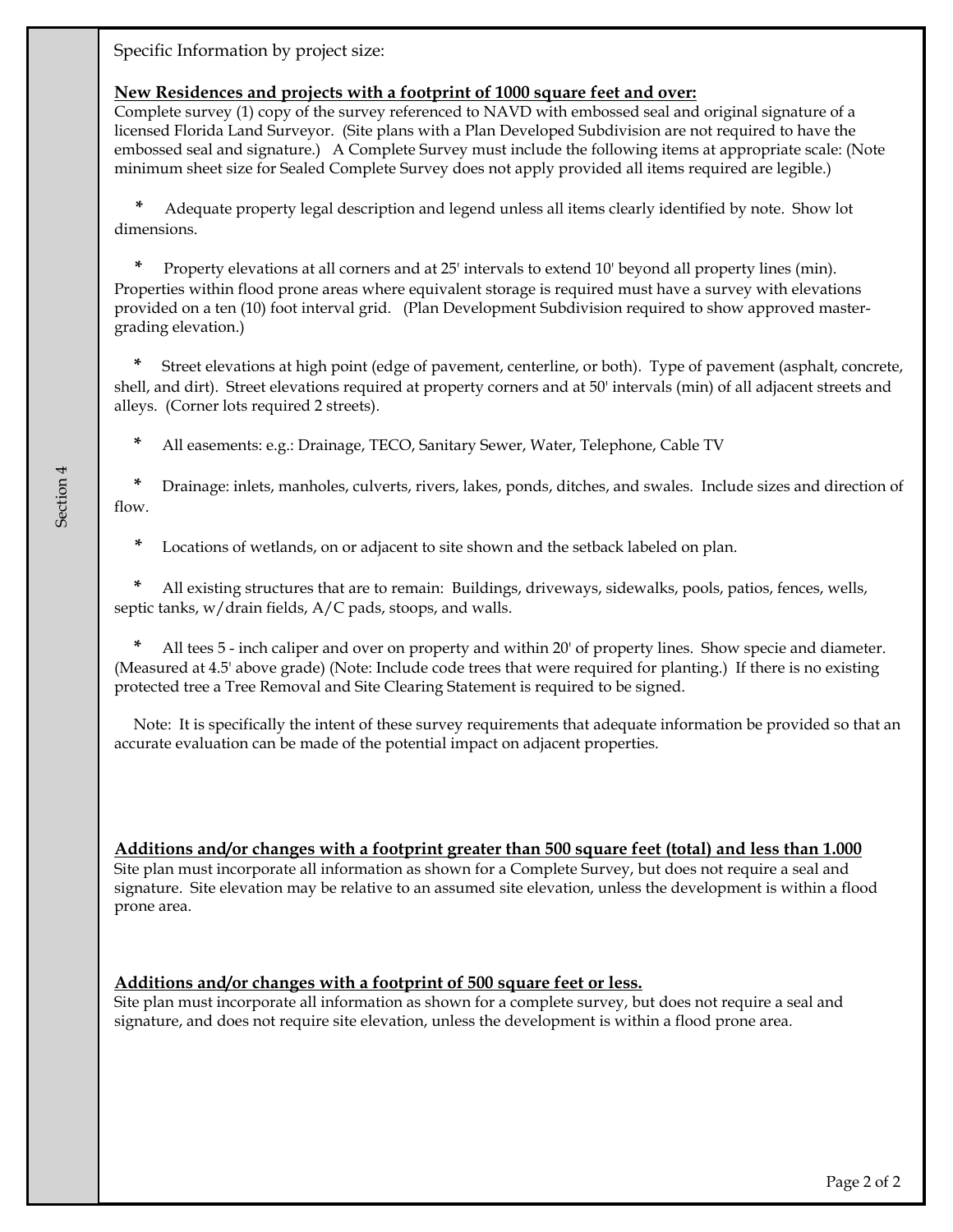Specific Information by project size:

**New Residences and projects with a footprint of 1000 square feet and over:**

Complete survey (1) copy of the survey referenced to NAVD with embossed seal and original signature of a licensed Florida Land Surveyor. (Site plans with a Plan Developed Subdivision are not required to have the embossed seal and signature.) A Complete Survey must include the following items at appropriate scale: (Note minimum sheet size for Sealed Complete Survey does not apply provided all items required are legible.)

- Adequate property legal description and legend unless all items clearly identified by note. Show lot dimensions.
- Property elevations at all corners and at 25' intervals to extend 10' beyond all property lines (min). Properties within flood prone areas where equivalent storage is required must have a survey with elevations provided on a ten (10) foot interval grid. (Plan Development Subdivision required to show approved master-grading elevation.)
- Street elevations at high point (edge of pavement, centerline, or both). Type of pavement (asphalt, concrete, shell, and dirt). Street elevations required at property corners and at 50' intervals (min) of all adjacent streets and alleys. (Corner lots required 2 streets).
- All easements: e.g.: Drainage, TECO, Sanitary Sewer, Water, Telephone, Cable TV
- Drainage: inlets, manholes, culverts, rivers, lakes, ponds, ditches, and swales. Include sizes and direction of flow.
- Locations of wetlands, on or adjacent to site shown and the setback labeled on plan.
- All existing structures that are to remain: Buildings, driveways, sidewalks, pools, patios, fences, wells, septic tanks, w/drain fields, A/C pads, stoops, and walls.
- All tees 5 - inch caliper and over on property and within 20' of property lines. Show specie and diameter. (Measured at 4.5' above grade) (Note: Include code trees that were required for planting.) If there is no existing protected tree a Tree Removal and Site Clearing Statement is required to be signed.

Note: It is specifically the intent of these survey requirements that adequate information be provided so that an accurate evaluation can be made of the potential impact on adjacent properties.

**Additions and/or changes with a footprint greater than 500 square feet (total) and less than 1.000**

Site plan must incorporate all information as shown for a Complete Survey, but does not require a seal and signature. Site elevation may be relative to an assumed site elevation, unless the development is within a flood prone area.

**Additions and/or changes with a footprint of 500 square feet or less.**

Site plan must incorporate all information as shown for a complete survey, but does not require a seal and signature, and does not require site elevation, unless the development is within a flood prone area.